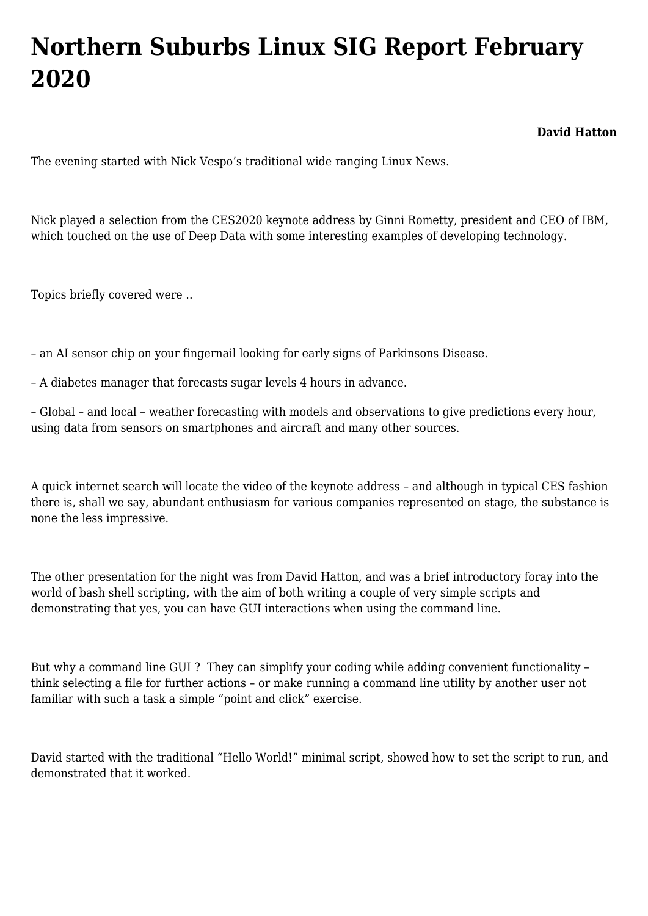# Northern Suburbs Linux SIG Report February 2020

**David Hatton**

The evening started with Nick Vespo's traditional wide ranging Linux News.

Nick played a selection from the CES2020 keynote address by Ginni Rometty, president and CEO of IBM, which touched on the use of Deep Data with some interesting examples of developing technology.

Topics briefly covered were ..

– an AI sensor chip on your fingernail looking for early signs of Parkinsons Disease.

– A diabetes manager that forecasts sugar levels 4 hours in advance.

– Global – and local – weather forecasting with models and observations to give predictions every hour, using data from sensors on smartphones and aircraft and many other sources.

A quick internet search will locate the video of the keynote address – and although in typical CES fashion there is, shall we say, abundant enthusiasm for various companies represented on stage, the substance is none the less impressive.

The other presentation for the night was from David Hatton, and was a brief introductory foray into the world of bash shell scripting, with the aim of both writing a couple of very simple scripts and demonstrating that yes, you can have GUI interactions when using the command line.

But why a command line GUI ? They can simplify your coding while adding convenient functionality – think selecting a file for further actions – or make running a command line utility by another user not familiar with such a task a simple "point and click" exercise.

David started with the traditional "Hello World!" minimal script, showed how to set the script to run, and demonstrated that it worked.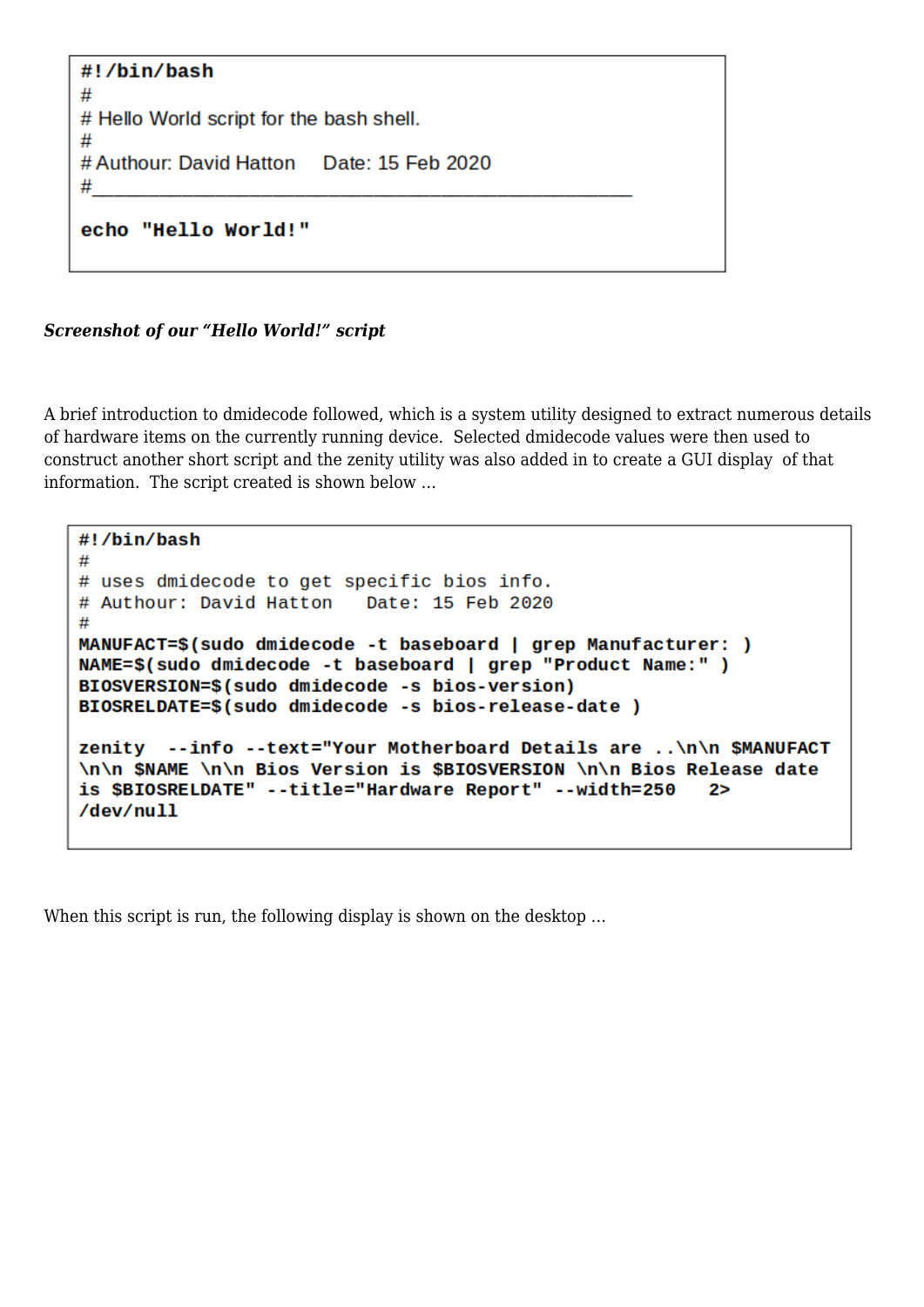```
#!/bin/bash
#
# Hello World script for the bash shell.
#
# Authour: David Hatton     Date: 15 Feb 2020
#_____________________________________________________

echo "Hello World!"
```

***Screenshot of our "Hello World!" script***

A brief introduction to dmidecode followed, which is a system utility designed to extract numerous details of hardware items on the currently running device. Selected dmidecode values were then used to construct another short script and the zenity utility was also added in to create a GUI display of that information. The script created is shown below …

```
#!/bin/bash
#
# uses dmidecode to get specific bios info.
# Authour: David Hatton   Date: 15 Feb 2020
#
MANUFACT=$(sudo dmidecode -t baseboard | grep Manufacturer: )
NAME=$(sudo dmidecode -t baseboard | grep "Product Name:" )
BIOSVERSION=$(sudo dmidecode -s bios-version)
BIOSRELDATE=$(sudo dmidecode -s bios-release-date )

zenity  --info --text="Your Motherboard Details are ..\n\n $MANUFACT
\n\n $NAME \n\n Bios Version is $BIOSVERSION \n\n Bios Release date
is $BIOSRELDATE" --title="Hardware Report" --width=250   2>
/dev/null
```

When this script is run, the following display is shown on the desktop …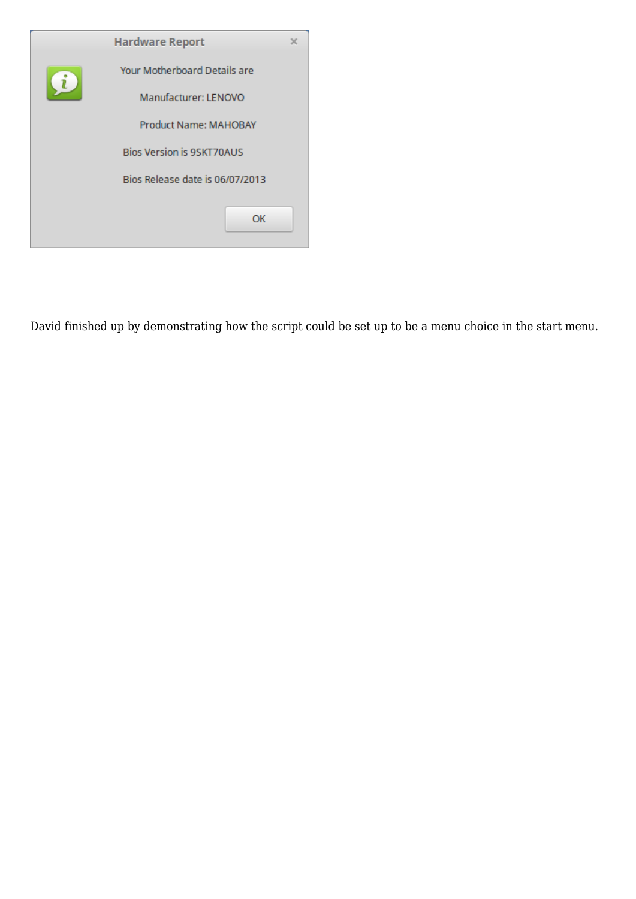Hardware Report

Your Motherboard Details are

Manufacturer: LENOVO

Product Name: MAHOBAY

Bios Version is 9SKT70AUS

Bios Release date is 06/07/2013

OK

David finished up by demonstrating how the script could be set up to be a menu choice in the start menu.